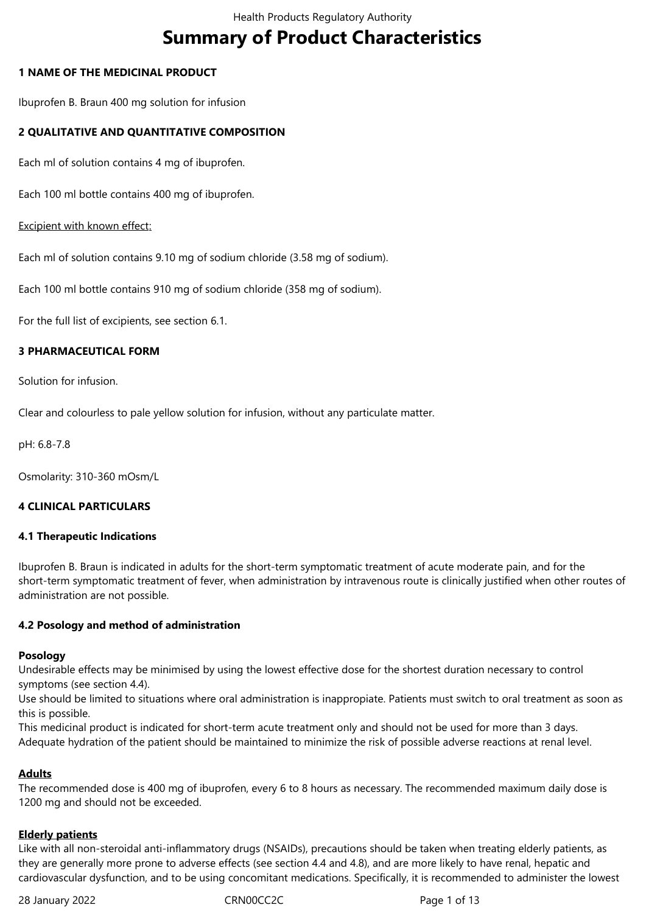# Summary of Product Characteristics

## 1 NAME OF THE MEDICINAL PRODUCT

Ibuprofen B. Braun 400 mg solution for infusion

## 2 QUALITATIVE AND QUANTITATIVE COMPOSITION

Each ml of solution contains 4 mg of ibuprofen.

Each 100 ml bottle contains 400 mg of ibuprofen.

Excipient with known effect:

Each ml of solution contains 9.10 mg of sodium chloride (3.58 mg of sodium).

Each 100 ml bottle contains 910 mg of sodium chloride (358 mg of sodium).

For the full list of excipients, see section 6.1.

## 3 PHARMACEUTICAL FORM

Solution for infusion.

Clear and colourless to pale yellow solution for infusion, without any particulate matter.

pH: 6.8-7.8

Osmolarity: 310-360 mOsm/L

## 4 CLINICAL PARTICULARS

### 4.1 Therapeutic Indications

Ibuprofen B. Braun is indicated in adults for the short-term symptomatic treatment of acute moderate pain, and for the short-term symptomatic treatment of fever, when administration by intravenous route is clinically justified when other routes of administration are not possible.

### 4.2 Posology and method of administration

**Posology**

Undesirable effects may be minimised by using the lowest effective dose for the shortest duration necessary to control symptoms (see section 4.4).

Use should be limited to situations where oral administration is inappropiate. Patients must switch to oral treatment as soon as this is possible.

This medicinal product is indicated for short-term acute treatment only and should not be used for more than 3 days.

Adequate hydration of the patient should be maintained to minimize the risk of possible adverse reactions at renal level.

**Adults**

The recommended dose is 400 mg of ibuprofen, every 6 to 8 hours as necessary. The recommended maximum daily dose is 1200 mg and should not be exceeded.

**Elderly patients**

Like with all non-steroidal anti-inflammatory drugs (NSAIDs), precautions should be taken when treating elderly patients, as they are generally more prone to adverse effects (see section 4.4 and 4.8), and are more likely to have renal, hepatic and cardiovascular dysfunction, and to be using concomitant medications. Specifically, it is recommended to administer the lowest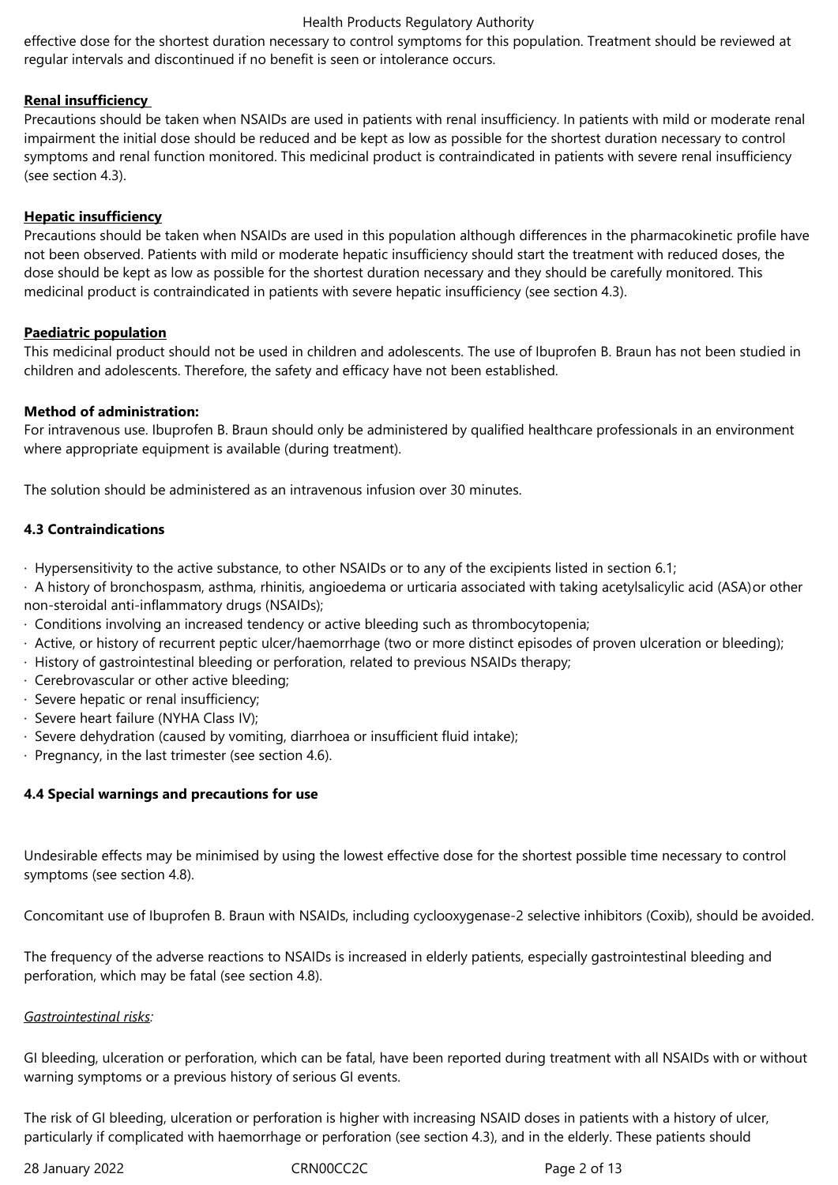effective dose for the shortest duration necessary to control symptoms for this population. Treatment should be reviewed at regular intervals and discontinued if no benefit is seen or intolerance occurs.

**Renal insufficiency**

Precautions should be taken when NSAIDs are used in patients with renal insufficiency. In patients with mild or moderate renal impairment the initial dose should be reduced and be kept as low as possible for the shortest duration necessary to control symptoms and renal function monitored. This medicinal product is contraindicated in patients with severe renal insufficiency (see section 4.3).

**Hepatic insufficiency**

Precautions should be taken when NSAIDs are used in this population although differences in the pharmacokinetic profile have not been observed. Patients with mild or moderate hepatic insufficiency should start the treatment with reduced doses, the dose should be kept as low as possible for the shortest duration necessary and they should be carefully monitored. This medicinal product is contraindicated in patients with severe hepatic insufficiency (see section 4.3).

**Paediatric population**

This medicinal product should not be used in children and adolescents. The use of Ibuprofen B. Braun has not been studied in children and adolescents. Therefore, the safety and efficacy have not been established.

**Method of administration:**

For intravenous use. Ibuprofen B. Braun should only be administered by qualified healthcare professionals in an environment where appropriate equipment is available (during treatment).

The solution should be administered as an intravenous infusion over 30 minutes.

### 4.3 Contraindications

- Hypersensitivity to the active substance, to other NSAIDs or to any of the excipients listed in section 6.1;
- A history of bronchospasm, asthma, rhinitis, angioedema or urticaria associated with taking acetylsalicylic acid (ASA) or other non-steroidal anti-inflammatory drugs (NSAIDs);
- Conditions involving an increased tendency or active bleeding such as thrombocytopenia;
- Active, or history of recurrent peptic ulcer/haemorrhage (two or more distinct episodes of proven ulceration or bleeding);
- History of gastrointestinal bleeding or perforation, related to previous NSAIDs therapy;
- Cerebrovascular or other active bleeding;
- Severe hepatic or renal insufficiency;
- Severe heart failure (NYHA Class IV);
- Severe dehydration (caused by vomiting, diarrhoea or insufficient fluid intake);
- Pregnancy, in the last trimester (see section 4.6).

### 4.4 Special warnings and precautions for use

Undesirable effects may be minimised by using the lowest effective dose for the shortest possible time necessary to control symptoms (see section 4.8).

Concomitant use of Ibuprofen B. Braun with NSAIDs, including cyclooxygenase-2 selective inhibitors (Coxib), should be avoided.

The frequency of the adverse reactions to NSAIDs is increased in elderly patients, especially gastrointestinal bleeding and perforation, which may be fatal (see section 4.8).

*Gastrointestinal risks:*

GI bleeding, ulceration or perforation, which can be fatal, have been reported during treatment with all NSAIDs with or without warning symptoms or a previous history of serious GI events.

The risk of GI bleeding, ulceration or perforation is higher with increasing NSAID doses in patients with a history of ulcer, particularly if complicated with haemorrhage or perforation (see section 4.3), and in the elderly. These patients should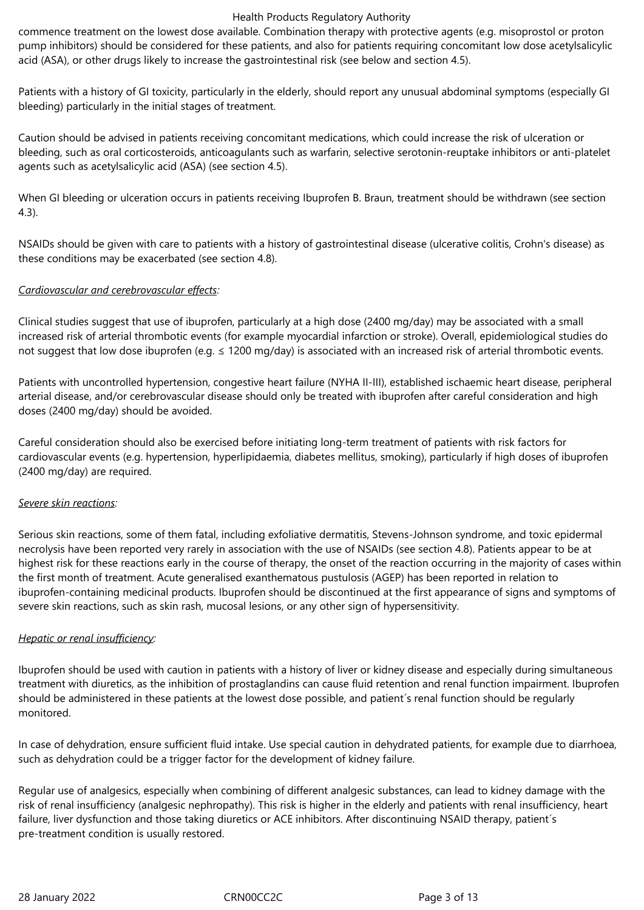commence treatment on the lowest dose available. Combination therapy with protective agents (e.g. misoprostol or proton pump inhibitors) should be considered for these patients, and also for patients requiring concomitant low dose acetylsalicylic acid (ASA), or other drugs likely to increase the gastrointestinal risk (see below and section 4.5).

Patients with a history of GI toxicity, particularly in the elderly, should report any unusual abdominal symptoms (especially GI bleeding) particularly in the initial stages of treatment.

Caution should be advised in patients receiving concomitant medications, which could increase the risk of ulceration or bleeding, such as oral corticosteroids, anticoagulants such as warfarin, selective serotonin-reuptake inhibitors or anti-platelet agents such as acetylsalicylic acid (ASA) (see section 4.5).

When GI bleeding or ulceration occurs in patients receiving Ibuprofen B. Braun, treatment should be withdrawn (see section 4.3).

NSAIDs should be given with care to patients with a history of gastrointestinal disease (ulcerative colitis, Crohn's disease) as these conditions may be exacerbated (see section 4.8).

*Cardiovascular and cerebrovascular effects:*

Clinical studies suggest that use of ibuprofen, particularly at a high dose (2400 mg/day) may be associated with a small increased risk of arterial thrombotic events (for example myocardial infarction or stroke). Overall, epidemiological studies do not suggest that low dose ibuprofen (e.g. ≤ 1200 mg/day) is associated with an increased risk of arterial thrombotic events.

Patients with uncontrolled hypertension, congestive heart failure (NYHA II-III), established ischaemic heart disease, peripheral arterial disease, and/or cerebrovascular disease should only be treated with ibuprofen after careful consideration and high doses (2400 mg/day) should be avoided.

Careful consideration should also be exercised before initiating long-term treatment of patients with risk factors for cardiovascular events (e.g. hypertension, hyperlipidaemia, diabetes mellitus, smoking), particularly if high doses of ibuprofen (2400 mg/day) are required.

*Severe skin reactions:*

Serious skin reactions, some of them fatal, including exfoliative dermatitis, Stevens-Johnson syndrome, and toxic epidermal necrolysis have been reported very rarely in association with the use of NSAIDs (see section 4.8). Patients appear to be at highest risk for these reactions early in the course of therapy, the onset of the reaction occurring in the majority of cases within the first month of treatment. Acute generalised exanthematous pustulosis (AGEP) has been reported in relation to ibuprofen-containing medicinal products. Ibuprofen should be discontinued at the first appearance of signs and symptoms of severe skin reactions, such as skin rash, mucosal lesions, or any other sign of hypersensitivity.

*Hepatic or renal insufficiency:*

Ibuprofen should be used with caution in patients with a history of liver or kidney disease and especially during simultaneous treatment with diuretics, as the inhibition of prostaglandins can cause fluid retention and renal function impairment. Ibuprofen should be administered in these patients at the lowest dose possible, and patient´s renal function should be regularly monitored.

In case of dehydration, ensure sufficient fluid intake. Use special caution in dehydrated patients, for example due to diarrhoea, such as dehydration could be a trigger factor for the development of kidney failure.

Regular use of analgesics, especially when combining of different analgesic substances, can lead to kidney damage with the risk of renal insufficiency (analgesic nephropathy). This risk is higher in the elderly and patients with renal insufficiency, heart failure, liver dysfunction and those taking diuretics or ACE inhibitors. After discontinuing NSAID therapy, patient´s pre-treatment condition is usually restored.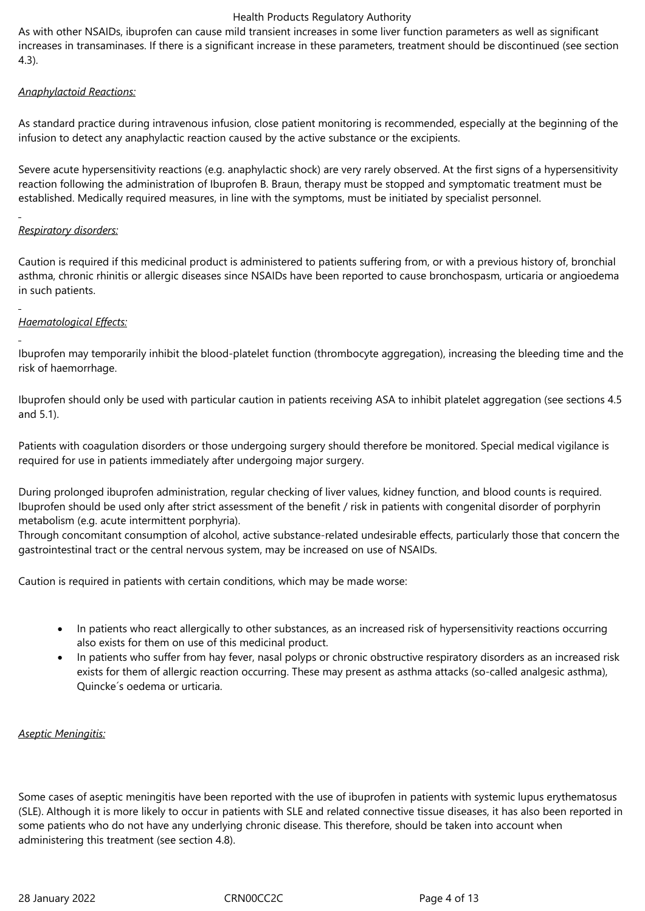As with other NSAIDs, ibuprofen can cause mild transient increases in some liver function parameters as well as significant increases in transaminases. If there is a significant increase in these parameters, treatment should be discontinued (see section 4.3).

*Anaphylactoid Reactions:*

As standard practice during intravenous infusion, close patient monitoring is recommended, especially at the beginning of the infusion to detect any anaphylactic reaction caused by the active substance or the excipients.

Severe acute hypersensitivity reactions (e.g. anaphylactic shock) are very rarely observed. At the first signs of a hypersensitivity reaction following the administration of Ibuprofen B. Braun, therapy must be stopped and symptomatic treatment must be established. Medically required measures, in line with the symptoms, must be initiated by specialist personnel.

*Respiratory disorders:*

Caution is required if this medicinal product is administered to patients suffering from, or with a previous history of, bronchial asthma, chronic rhinitis or allergic diseases since NSAIDs have been reported to cause bronchospasm, urticaria or angioedema in such patients.

*Haematological Effects:*

Ibuprofen may temporarily inhibit the blood-platelet function (thrombocyte aggregation), increasing the bleeding time and the risk of haemorrhage.

Ibuprofen should only be used with particular caution in patients receiving ASA to inhibit platelet aggregation (see sections 4.5 and 5.1).

Patients with coagulation disorders or those undergoing surgery should therefore be monitored. Special medical vigilance is required for use in patients immediately after undergoing major surgery.

During prolonged ibuprofen administration, regular checking of liver values, kidney function, and blood counts is required. Ibuprofen should be used only after strict assessment of the benefit / risk in patients with congenital disorder of porphyrin metabolism (e.g. acute intermittent porphyria).
Through concomitant consumption of alcohol, active substance-related undesirable effects, particularly those that concern the gastrointestinal tract or the central nervous system, may be increased on use of NSAIDs.

Caution is required in patients with certain conditions, which may be made worse:

- In patients who react allergically to other substances, as an increased risk of hypersensitivity reactions occurring also exists for them on use of this medicinal product.
- In patients who suffer from hay fever, nasal polyps or chronic obstructive respiratory disorders as an increased risk exists for them of allergic reaction occurring. These may present as asthma attacks (so-called analgesic asthma), Quincke´s oedema or urticaria.

*Aseptic Meningitis:*

Some cases of aseptic meningitis have been reported with the use of ibuprofen in patients with systemic lupus erythematosus (SLE). Although it is more likely to occur in patients with SLE and related connective tissue diseases, it has also been reported in some patients who do not have any underlying chronic disease. This therefore, should be taken into account when administering this treatment (see section 4.8).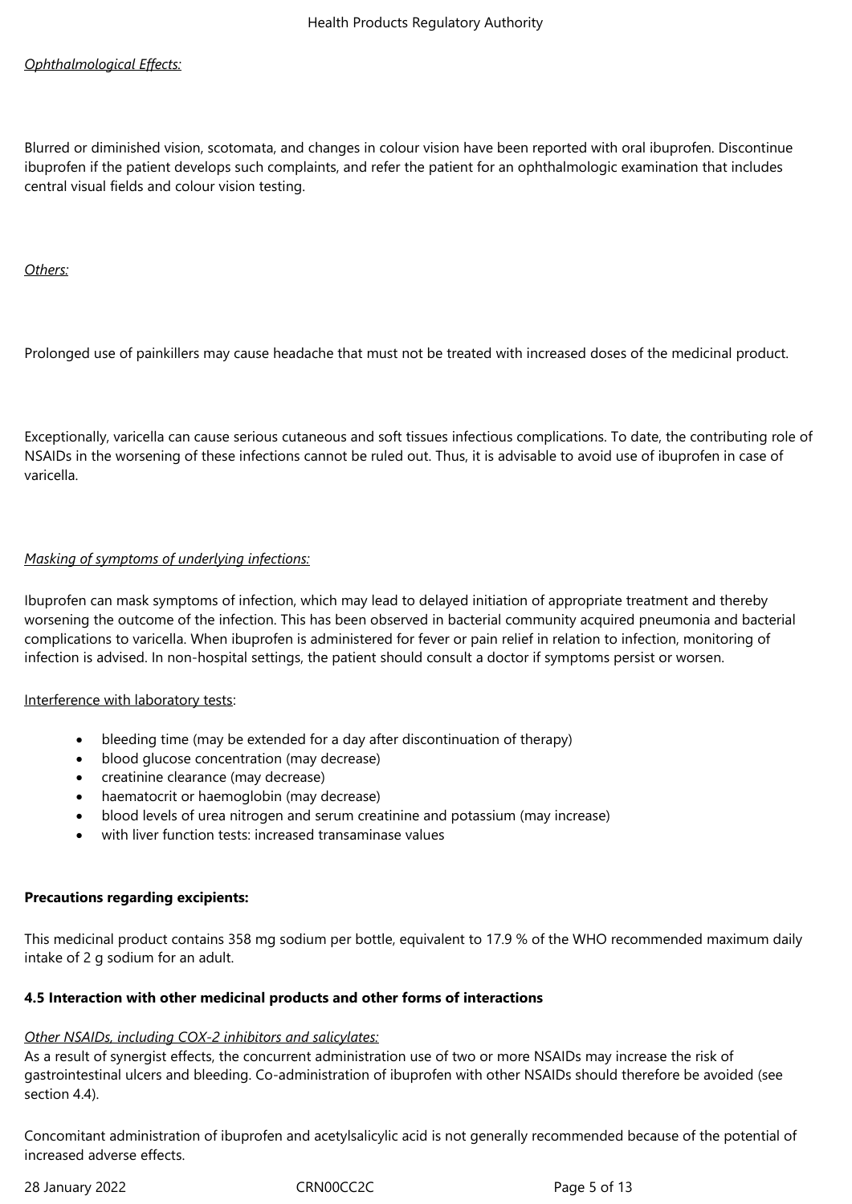*Ophthalmological Effects:*

Blurred or diminished vision, scotomata, and changes in colour vision have been reported with oral ibuprofen. Discontinue ibuprofen if the patient develops such complaints, and refer the patient for an ophthalmologic examination that includes central visual fields and colour vision testing.

*Others:*

Prolonged use of painkillers may cause headache that must not be treated with increased doses of the medicinal product.

Exceptionally, varicella can cause serious cutaneous and soft tissues infectious complications. To date, the contributing role of NSAIDs in the worsening of these infections cannot be ruled out. Thus, it is advisable to avoid use of ibuprofen in case of varicella.

*Masking of symptoms of underlying infections:*

Ibuprofen can mask symptoms of infection, which may lead to delayed initiation of appropriate treatment and thereby worsening the outcome of the infection. This has been observed in bacterial community acquired pneumonia and bacterial complications to varicella. When ibuprofen is administered for fever or pain relief in relation to infection, monitoring of infection is advised. In non-hospital settings, the patient should consult a doctor if symptoms persist or worsen.

Interference with laboratory tests:

- bleeding time (may be extended for a day after discontinuation of therapy)
- blood glucose concentration (may decrease)
- creatinine clearance (may decrease)
- haematocrit or haemoglobin (may decrease)
- blood levels of urea nitrogen and serum creatinine and potassium (may increase)
- with liver function tests: increased transaminase values

**Precautions regarding excipients:**

This medicinal product contains 358 mg sodium per bottle, equivalent to 17.9 % of the WHO recommended maximum daily intake of 2 g sodium for an adult.

**4.5 Interaction with other medicinal products and other forms of interactions**

*Other NSAIDs, including COX-2 inhibitors and salicylates:*
As a result of synergist effects, the concurrent administration use of two or more NSAIDs may increase the risk of gastrointestinal ulcers and bleeding. Co-administration of ibuprofen with other NSAIDs should therefore be avoided (see section 4.4).

Concomitant administration of ibuprofen and acetylsalicylic acid is not generally recommended because of the potential of increased adverse effects.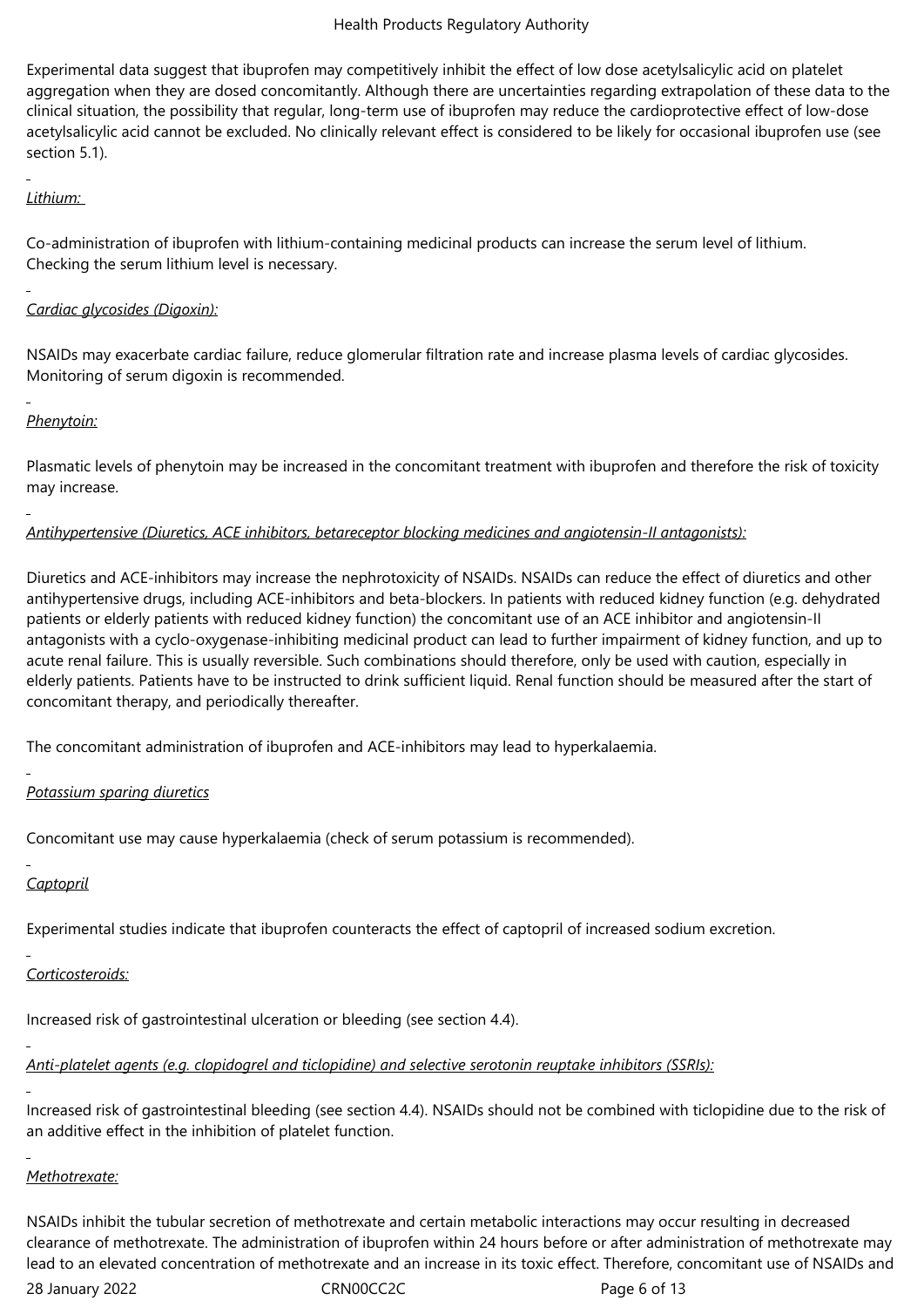Experimental data suggest that ibuprofen may competitively inhibit the effect of low dose acetylsalicylic acid on platelet aggregation when they are dosed concomitantly. Although there are uncertainties regarding extrapolation of these data to the clinical situation, the possibility that regular, long-term use of ibuprofen may reduce the cardioprotective effect of low-dose acetylsalicylic acid cannot be excluded. No clinically relevant effect is considered to be likely for occasional ibuprofen use (see section 5.1).

*Lithium:*

Co-administration of ibuprofen with lithium-containing medicinal products can increase the serum level of lithium. Checking the serum lithium level is necessary.

*Cardiac glycosides (Digoxin):*

NSAIDs may exacerbate cardiac failure, reduce glomerular filtration rate and increase plasma levels of cardiac glycosides. Monitoring of serum digoxin is recommended.

*Phenytoin:*

Plasmatic levels of phenytoin may be increased in the concomitant treatment with ibuprofen and therefore the risk of toxicity may increase.

*Antihypertensive (Diuretics, ACE inhibitors, betareceptor blocking medicines and angiotensin-II antagonists):*

Diuretics and ACE-inhibitors may increase the nephrotoxicity of NSAIDs. NSAIDs can reduce the effect of diuretics and other antihypertensive drugs, including ACE-inhibitors and beta-blockers. In patients with reduced kidney function (e.g. dehydrated patients or elderly patients with reduced kidney function) the concomitant use of an ACE inhibitor and angiotensin-II antagonists with a cyclo-oxygenase-inhibiting medicinal product can lead to further impairment of kidney function, and up to acute renal failure. This is usually reversible. Such combinations should therefore, only be used with caution, especially in elderly patients. Patients have to be instructed to drink sufficient liquid. Renal function should be measured after the start of concomitant therapy, and periodically thereafter.

The concomitant administration of ibuprofen and ACE-inhibitors may lead to hyperkalaemia.

*Potassium sparing diuretics*

Concomitant use may cause hyperkalaemia (check of serum potassium is recommended).

*Captopril*

Experimental studies indicate that ibuprofen counteracts the effect of captopril of increased sodium excretion.

*Corticosteroids:*

Increased risk of gastrointestinal ulceration or bleeding (see section 4.4).

*Anti-platelet agents (e.g. clopidogrel and ticlopidine) and selective serotonin reuptake inhibitors (SSRIs):*

Increased risk of gastrointestinal bleeding (see section 4.4). NSAIDs should not be combined with ticlopidine due to the risk of an additive effect in the inhibition of platelet function.

*Methotrexate:*

NSAIDs inhibit the tubular secretion of methotrexate and certain metabolic interactions may occur resulting in decreased clearance of methotrexate. The administration of ibuprofen within 24 hours before or after administration of methotrexate may lead to an elevated concentration of methotrexate and an increase in its toxic effect. Therefore, concomitant use of NSAIDs and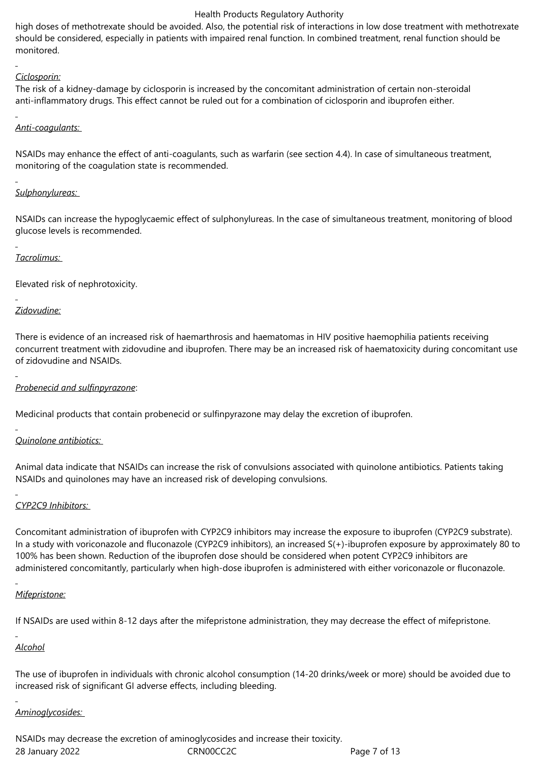high doses of methotrexate should be avoided. Also, the potential risk of interactions in low dose treatment with methotrexate should be considered, especially in patients with impaired renal function. In combined treatment, renal function should be monitored.

*Ciclosporin:*

The risk of a kidney-damage by ciclosporin is increased by the concomitant administration of certain non-steroidal anti-inflammatory drugs. This effect cannot be ruled out for a combination of ciclosporin and ibuprofen either.

*Anti-coagulants:*

NSAIDs may enhance the effect of anti-coagulants, such as warfarin (see section 4.4). In case of simultaneous treatment, monitoring of the coagulation state is recommended.

*Sulphonylureas:*

NSAIDs can increase the hypoglycaemic effect of sulphonylureas. In the case of simultaneous treatment, monitoring of blood glucose levels is recommended.

*Tacrolimus:*

Elevated risk of nephrotoxicity.

*Zidovudine:*

There is evidence of an increased risk of haemarthrosis and haematomas in HIV positive haemophilia patients receiving concurrent treatment with zidovudine and ibuprofen. There may be an increased risk of haematoxicity during concomitant use of zidovudine and NSAIDs.

*Probenecid and sulfinpyrazone*:

Medicinal products that contain probenecid or sulfinpyrazone may delay the excretion of ibuprofen.

*Quinolone antibiotics:*

Animal data indicate that NSAIDs can increase the risk of convulsions associated with quinolone antibiotics. Patients taking NSAIDs and quinolones may have an increased risk of developing convulsions.

*CYP2C9 Inhibitors:*

Concomitant administration of ibuprofen with CYP2C9 inhibitors may increase the exposure to ibuprofen (CYP2C9 substrate). In a study with voriconazole and fluconazole (CYP2C9 inhibitors), an increased S(+)-ibuprofen exposure by approximately 80 to 100% has been shown. Reduction of the ibuprofen dose should be considered when potent CYP2C9 inhibitors are administered concomitantly, particularly when high-dose ibuprofen is administered with either voriconazole or fluconazole.

*Mifepristone:*

If NSAIDs are used within 8-12 days after the mifepristone administration, they may decrease the effect of mifepristone.

*Alcohol*

The use of ibuprofen in individuals with chronic alcohol consumption (14-20 drinks/week or more) should be avoided due to increased risk of significant GI adverse effects, including bleeding.

*Aminoglycosides:*

NSAIDs may decrease the excretion of aminoglycosides and increase their toxicity.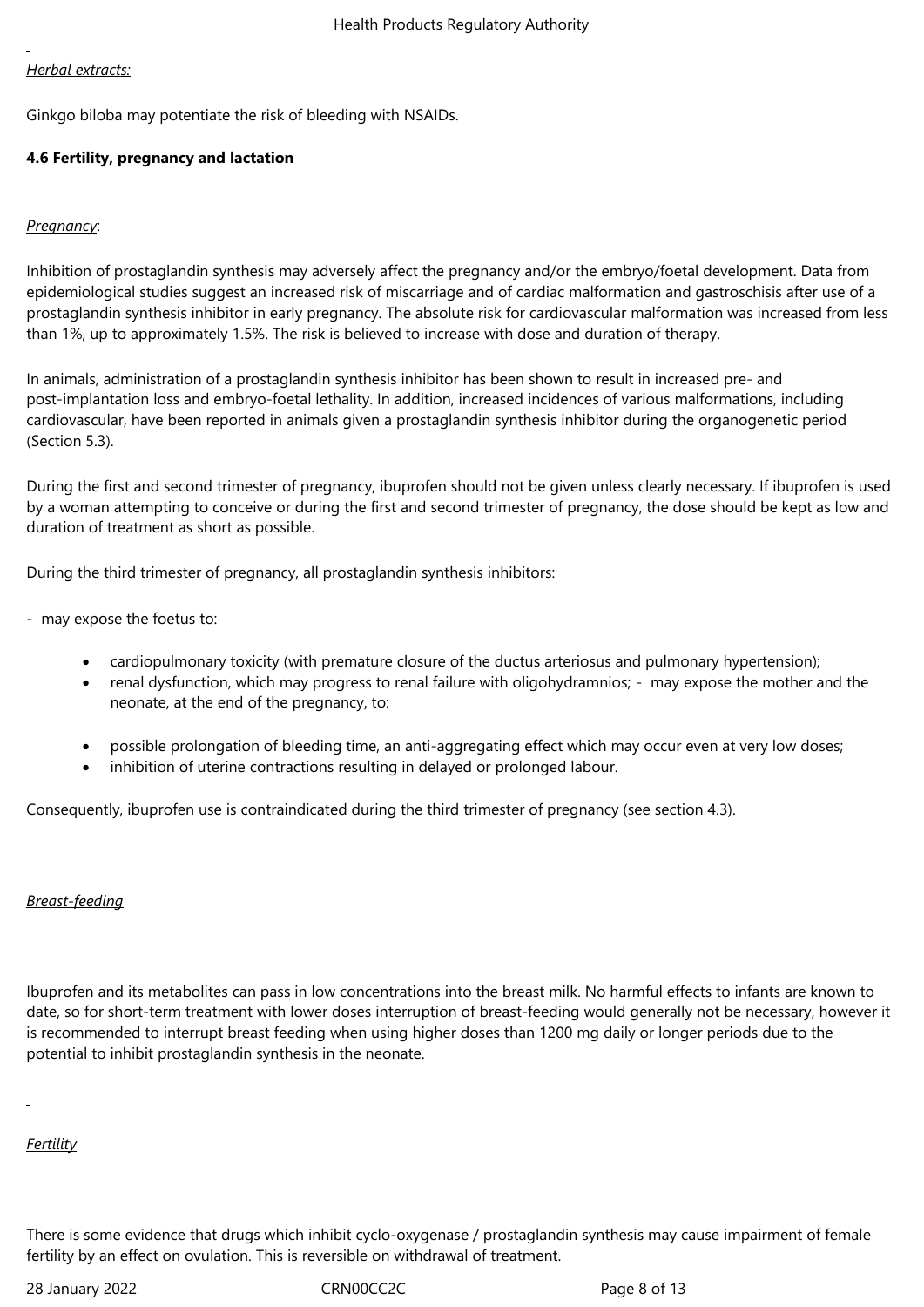*Herbal extracts:*

Ginkgo biloba may potentiate the risk of bleeding with NSAIDs.

**4.6 Fertility, pregnancy and lactation**

*Pregnancy*:

Inhibition of prostaglandin synthesis may adversely affect the pregnancy and/or the embryo/foetal development. Data from epidemiological studies suggest an increased risk of miscarriage and of cardiac malformation and gastroschisis after use of a prostaglandin synthesis inhibitor in early pregnancy. The absolute risk for cardiovascular malformation was increased from less than 1%, up to approximately 1.5%. The risk is believed to increase with dose and duration of therapy.

In animals, administration of a prostaglandin synthesis inhibitor has been shown to result in increased pre- and post-implantation loss and embryo-foetal lethality. In addition, increased incidences of various malformations, including cardiovascular, have been reported in animals given a prostaglandin synthesis inhibitor during the organogenetic period (Section 5.3).

During the first and second trimester of pregnancy, ibuprofen should not be given unless clearly necessary. If ibuprofen is used by a woman attempting to conceive or during the first and second trimester of pregnancy, the dose should be kept as low and duration of treatment as short as possible.

During the third trimester of pregnancy, all prostaglandin synthesis inhibitors:

- may expose the foetus to:
  - cardiopulmonary toxicity (with premature closure of the ductus arteriosus and pulmonary hypertension);
  - renal dysfunction, which may progress to renal failure with oligohydramnios; - may expose the mother and the neonate, at the end of the pregnancy, to:
  - possible prolongation of bleeding time, an anti-aggregating effect which may occur even at very low doses;
  - inhibition of uterine contractions resulting in delayed or prolonged labour.

Consequently, ibuprofen use is contraindicated during the third trimester of pregnancy (see section 4.3).

*Breast-feeding*

Ibuprofen and its metabolites can pass in low concentrations into the breast milk. No harmful effects to infants are known to date, so for short-term treatment with lower doses interruption of breast-feeding would generally not be necessary, however it is recommended to interrupt breast feeding when using higher doses than 1200 mg daily or longer periods due to the potential to inhibit prostaglandin synthesis in the neonate.

*Fertility*

There is some evidence that drugs which inhibit cyclo-oxygenase / prostaglandin synthesis may cause impairment of female fertility by an effect on ovulation. This is reversible on withdrawal of treatment.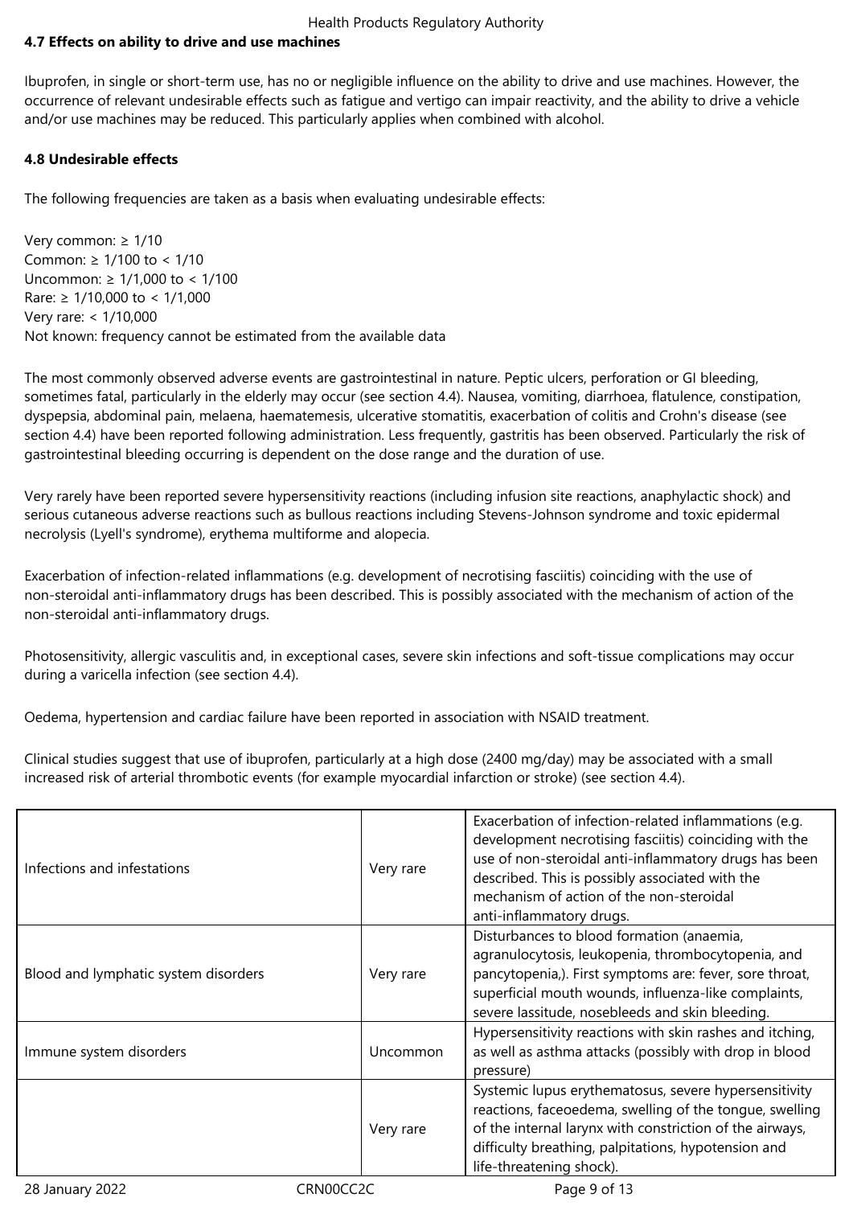### 4.7 Effects on ability to drive and use machines

Ibuprofen, in single or short-term use, has no or negligible influence on the ability to drive and use machines. However, the occurrence of relevant undesirable effects such as fatigue and vertigo can impair reactivity, and the ability to drive a vehicle and/or use machines may be reduced. This particularly applies when combined with alcohol.

### 4.8 Undesirable effects

The following frequencies are taken as a basis when evaluating undesirable effects:

Very common: ≥ 1/10
Common: ≥ 1/100 to < 1/10
Uncommon: ≥ 1/1,000 to < 1/100
Rare: ≥ 1/10,000 to < 1/1,000
Very rare: < 1/10,000
Not known: frequency cannot be estimated from the available data

The most commonly observed adverse events are gastrointestinal in nature. Peptic ulcers, perforation or GI bleeding, sometimes fatal, particularly in the elderly may occur (see section 4.4). Nausea, vomiting, diarrhoea, flatulence, constipation, dyspepsia, abdominal pain, melaena, haematemesis, ulcerative stomatitis, exacerbation of colitis and Crohn's disease (see section 4.4) have been reported following administration. Less frequently, gastritis has been observed. Particularly the risk of gastrointestinal bleeding occurring is dependent on the dose range and the duration of use.

Very rarely have been reported severe hypersensitivity reactions (including infusion site reactions, anaphylactic shock) and serious cutaneous adverse reactions such as bullous reactions including Stevens-Johnson syndrome and toxic epidermal necrolysis (Lyell's syndrome), erythema multiforme and alopecia.

Exacerbation of infection-related inflammations (e.g. development of necrotising fasciitis) coinciding with the use of non-steroidal anti-inflammatory drugs has been described. This is possibly associated with the mechanism of action of the non-steroidal anti-inflammatory drugs.

Photosensitivity, allergic vasculitis and, in exceptional cases, severe skin infections and soft-tissue complications may occur during a varicella infection (see section 4.4).

Oedema, hypertension and cardiac failure have been reported in association with NSAID treatment.

Clinical studies suggest that use of ibuprofen, particularly at a high dose (2400 mg/day) may be associated with a small increased risk of arterial thrombotic events (for example myocardial infarction or stroke) (see section 4.4).

| | | |
|---|---|---|
| Infections and infestations | Very rare | Exacerbation of infection-related inflammations (e.g. development necrotising fasciitis) coinciding with the use of non-steroidal anti-inflammatory drugs has been described. This is possibly associated with the mechanism of action of the non-steroidal anti-inflammatory drugs. |
| Blood and lymphatic system disorders | Very rare | Disturbances to blood formation (anaemia, agranulocytosis, leukopenia, thrombocytopenia, and pancytopenia,). First symptoms are: fever, sore throat, superficial mouth wounds, influenza-like complaints, severe lassitude, nosebleeds and skin bleeding. |
| Immune system disorders | Uncommon | Hypersensitivity reactions with skin rashes and itching, as well as asthma attacks (possibly with drop in blood pressure) |
| | Very rare | Systemic lupus erythematosus, severe hypersensitivity reactions, faceoedema, swelling of the tongue, swelling of the internal larynx with constriction of the airways, difficulty breathing, palpitations, hypotension and life-threatening shock). |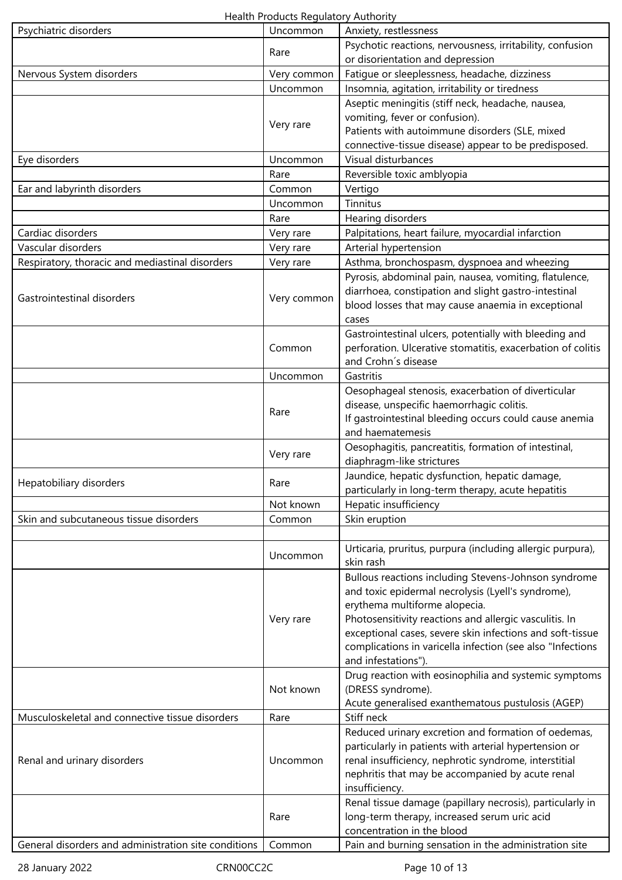| | | |
|---|---|---|
| Psychiatric disorders | Uncommon | Anxiety, restlessness |
| | Rare | Psychotic reactions, nervousness, irritability, confusion or disorientation and depression |
| Nervous System disorders | Very common | Fatigue or sleeplessness, headache, dizziness |
| | Uncommon | Insomnia, agitation, irritability or tiredness |
| | Very rare | Aseptic meningitis (stiff neck, headache, nausea, vomiting, fever or confusion).<br>Patients with autoimmune disorders (SLE, mixed connective-tissue disease) appear to be predisposed. |
| Eye disorders | Uncommon | Visual disturbances |
| | Rare | Reversible toxic amblyopia |
| Ear and labyrinth disorders | Common | Vertigo |
| | Uncommon | Tinnitus |
| | Rare | Hearing disorders |
| Cardiac disorders | Very rare | Palpitations, heart failure, myocardial infarction |
| Vascular disorders | Very rare | Arterial hypertension |
| Respiratory, thoracic and mediastinal disorders | Very rare | Asthma, bronchospasm, dyspnoea and wheezing |
| Gastrointestinal disorders | Very common | Pyrosis, abdominal pain, nausea, vomiting, flatulence, diarrhoea, constipation and slight gastro-intestinal blood losses that may cause anaemia in exceptional cases |
| | Common | Gastrointestinal ulcers, potentially with bleeding and perforation. Ulcerative stomatitis, exacerbation of colitis and Crohn´s disease |
| | Uncommon | Gastritis |
| | Rare | Oesophageal stenosis, exacerbation of diverticular disease, unspecific haemorrhagic colitis.<br>If gastrointestinal bleeding occurs could cause anemia and haematemesis |
| | Very rare | Oesophagitis, pancreatitis, formation of intestinal, diaphragm-like strictures |
| Hepatobiliary disorders | Rare | Jaundice, hepatic dysfunction, hepatic damage, particularly in long-term therapy, acute hepatitis |
| | Not known | Hepatic insufficiency |
| Skin and subcutaneous tissue disorders | Common | Skin eruption |
| | | |
| | Uncommon | Urticaria, pruritus, purpura (including allergic purpura), skin rash |
| | Very rare | Bullous reactions including Stevens-Johnson syndrome and toxic epidermal necrolysis (Lyell's syndrome), erythema multiforme alopecia.<br>Photosensitivity reactions and allergic vasculitis. In exceptional cases, severe skin infections and soft-tissue complications in varicella infection (see also "Infections and infestations"). |
| | Not known | Drug reaction with eosinophilia and systemic symptoms (DRESS syndrome).<br>Acute generalised exanthematous pustulosis (AGEP) |
| Musculoskeletal and connective tissue disorders | Rare | Stiff neck |
| Renal and urinary disorders | Uncommon | Reduced urinary excretion and formation of oedemas, particularly in patients with arterial hypertension or renal insufficiency, nephrotic syndrome, interstitial nephritis that may be accompanied by acute renal insufficiency. |
| | Rare | Renal tissue damage (papillary necrosis), particularly in long-term therapy, increased serum uric acid concentration in the blood |
| General disorders and administration site conditions | Common | Pain and burning sensation in the administration site |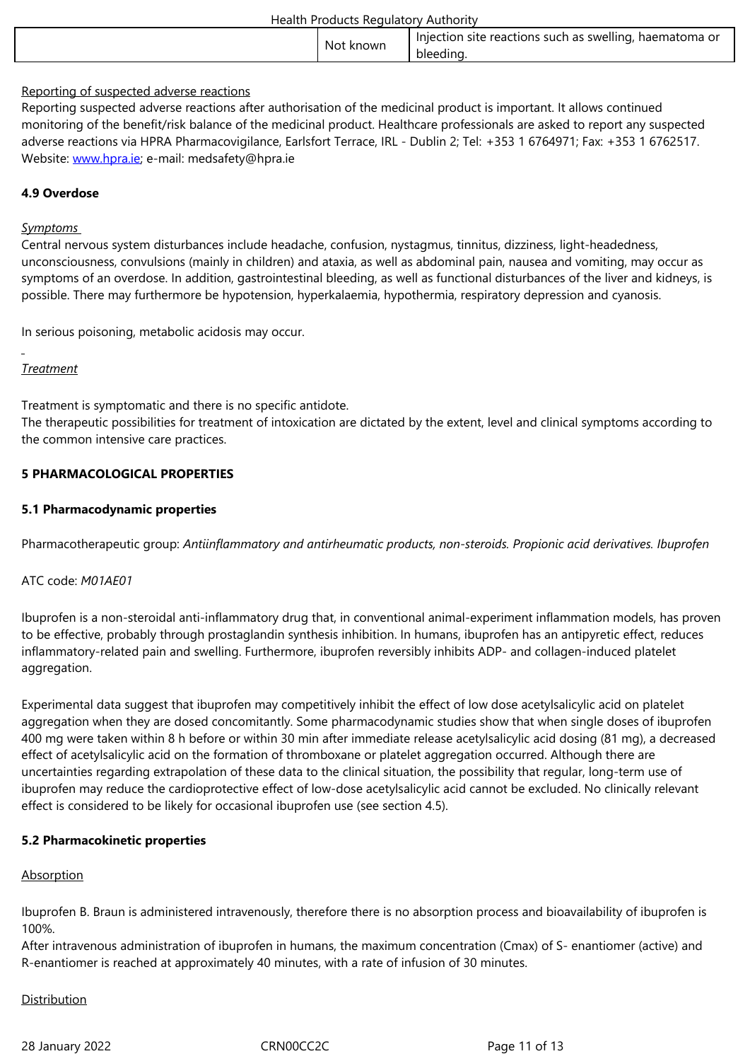| | Not known | Injection site reactions such as swelling, haematoma or bleeding. |
|---|---|---|

Reporting of suspected adverse reactions

Reporting suspected adverse reactions after authorisation of the medicinal product is important. It allows continued monitoring of the benefit/risk balance of the medicinal product. Healthcare professionals are asked to report any suspected adverse reactions via HPRA Pharmacovigilance, Earlsfort Terrace, IRL - Dublin 2; Tel: +353 1 6764971; Fax: +353 1 6762517. Website: www.hpra.ie; e-mail: medsafety@hpra.ie

**4.9 Overdose**

*Symptoms*

Central nervous system disturbances include headache, confusion, nystagmus, tinnitus, dizziness, light-headedness, unconsciousness, convulsions (mainly in children) and ataxia, as well as abdominal pain, nausea and vomiting, may occur as symptoms of an overdose. In addition, gastrointestinal bleeding, as well as functional disturbances of the liver and kidneys, is possible. There may furthermore be hypotension, hyperkalaemia, hypothermia, respiratory depression and cyanosis.

In serious poisoning, metabolic acidosis may occur.

*Treatment*

Treatment is symptomatic and there is no specific antidote.

The therapeutic possibilities for treatment of intoxication are dictated by the extent, level and clinical symptoms according to the common intensive care practices.

**5 PHARMACOLOGICAL PROPERTIES**

**5.1 Pharmacodynamic properties**

Pharmacotherapeutic group: *Antiinflammatory and antirheumatic products, non-steroids. Propionic acid derivatives. Ibuprofen*

ATC code: *M01AE01*

Ibuprofen is a non-steroidal anti-inflammatory drug that, in conventional animal-experiment inflammation models, has proven to be effective, probably through prostaglandin synthesis inhibition. In humans, ibuprofen has an antipyretic effect, reduces inflammatory-related pain and swelling. Furthermore, ibuprofen reversibly inhibits ADP- and collagen-induced platelet aggregation.

Experimental data suggest that ibuprofen may competitively inhibit the effect of low dose acetylsalicylic acid on platelet aggregation when they are dosed concomitantly. Some pharmacodynamic studies show that when single doses of ibuprofen 400 mg were taken within 8 h before or within 30 min after immediate release acetylsalicylic acid dosing (81 mg), a decreased effect of acetylsalicylic acid on the formation of thromboxane or platelet aggregation occurred. Although there are uncertainties regarding extrapolation of these data to the clinical situation, the possibility that regular, long-term use of ibuprofen may reduce the cardioprotective effect of low-dose acetylsalicylic acid cannot be excluded. No clinically relevant effect is considered to be likely for occasional ibuprofen use (see section 4.5).

**5.2 Pharmacokinetic properties**

Absorption

Ibuprofen B. Braun is administered intravenously, therefore there is no absorption process and bioavailability of ibuprofen is 100%.

After intravenous administration of ibuprofen in humans, the maximum concentration (Cmax) of S- enantiomer (active) and R-enantiomer is reached at approximately 40 minutes, with a rate of infusion of 30 minutes.

Distribution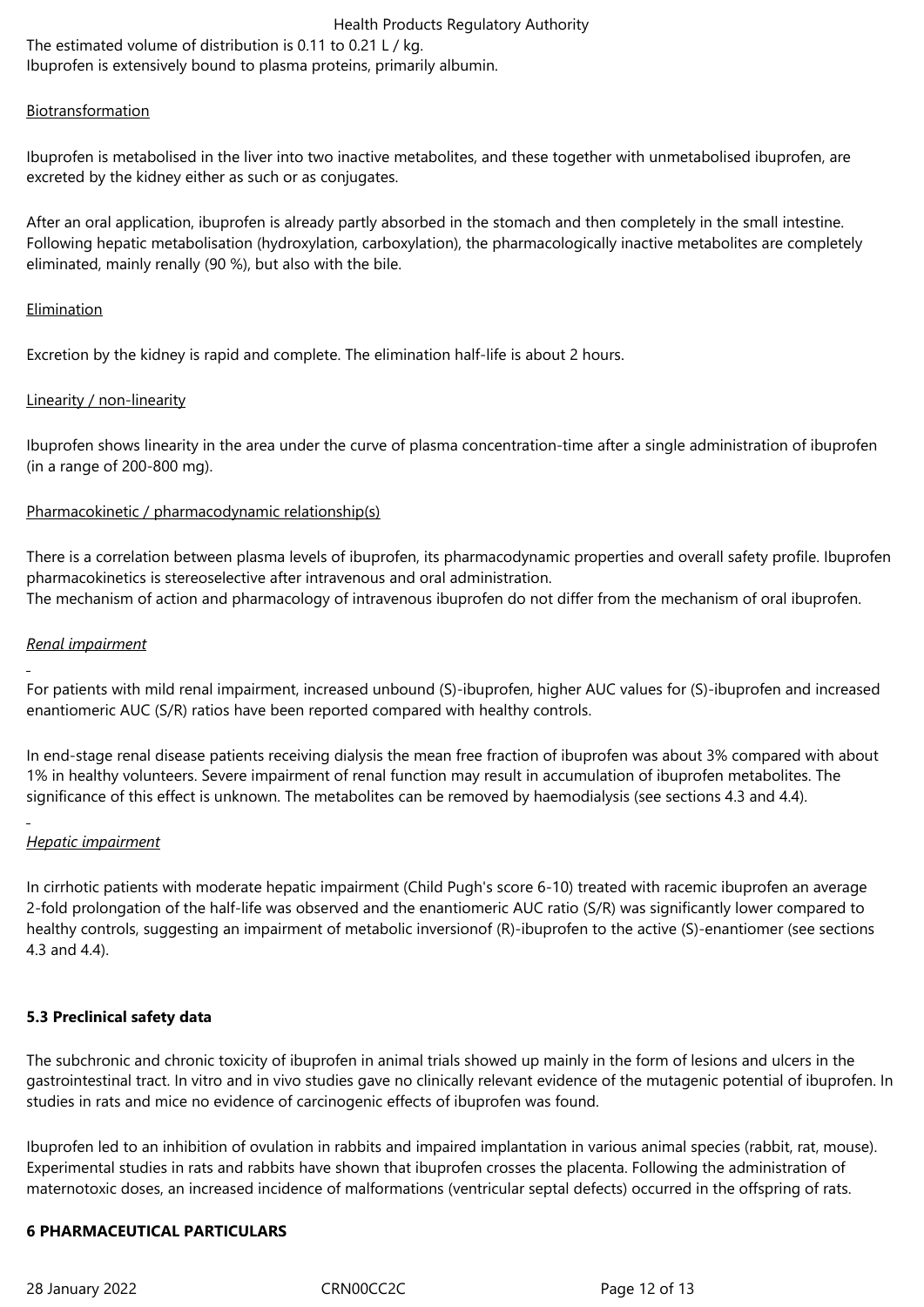The estimated volume of distribution is 0.11 to 0.21 L / kg.
Ibuprofen is extensively bound to plasma proteins, primarily albumin.

Biotransformation

Ibuprofen is metabolised in the liver into two inactive metabolites, and these together with unmetabolised ibuprofen, are excreted by the kidney either as such or as conjugates.

After an oral application, ibuprofen is already partly absorbed in the stomach and then completely in the small intestine. Following hepatic metabolisation (hydroxylation, carboxylation), the pharmacologically inactive metabolites are completely eliminated, mainly renally (90 %), but also with the bile.

Elimination

Excretion by the kidney is rapid and complete. The elimination half-life is about 2 hours.

Linearity / non-linearity

Ibuprofen shows linearity in the area under the curve of plasma concentration-time after a single administration of ibuprofen (in a range of 200-800 mg).

Pharmacokinetic / pharmacodynamic relationship(s)

There is a correlation between plasma levels of ibuprofen, its pharmacodynamic properties and overall safety profile. Ibuprofen pharmacokinetics is stereoselective after intravenous and oral administration.
The mechanism of action and pharmacology of intravenous ibuprofen do not differ from the mechanism of oral ibuprofen.

*Renal impairment*

For patients with mild renal impairment, increased unbound (S)-ibuprofen, higher AUC values for (S)-ibuprofen and increased enantiomeric AUC (S/R) ratios have been reported compared with healthy controls.

In end-stage renal disease patients receiving dialysis the mean free fraction of ibuprofen was about 3% compared with about 1% in healthy volunteers. Severe impairment of renal function may result in accumulation of ibuprofen metabolites. The significance of this effect is unknown. The metabolites can be removed by haemodialysis (see sections 4.3 and 4.4).

*Hepatic impairment*

In cirrhotic patients with moderate hepatic impairment (Child Pugh's score 6-10) treated with racemic ibuprofen an average 2-fold prolongation of the half-life was observed and the enantiomeric AUC ratio (S/R) was significantly lower compared to healthy controls, suggesting an impairment of metabolic inversionof (R)-ibuprofen to the active (S)-enantiomer (see sections 4.3 and 4.4).

**5.3 Preclinical safety data**

The subchronic and chronic toxicity of ibuprofen in animal trials showed up mainly in the form of lesions and ulcers in the gastrointestinal tract. In vitro and in vivo studies gave no clinically relevant evidence of the mutagenic potential of ibuprofen. In studies in rats and mice no evidence of carcinogenic effects of ibuprofen was found.

Ibuprofen led to an inhibition of ovulation in rabbits and impaired implantation in various animal species (rabbit, rat, mouse). Experimental studies in rats and rabbits have shown that ibuprofen crosses the placenta. Following the administration of maternotoxic doses, an increased incidence of malformations (ventricular septal defects) occurred in the offspring of rats.

**6 PHARMACEUTICAL PARTICULARS**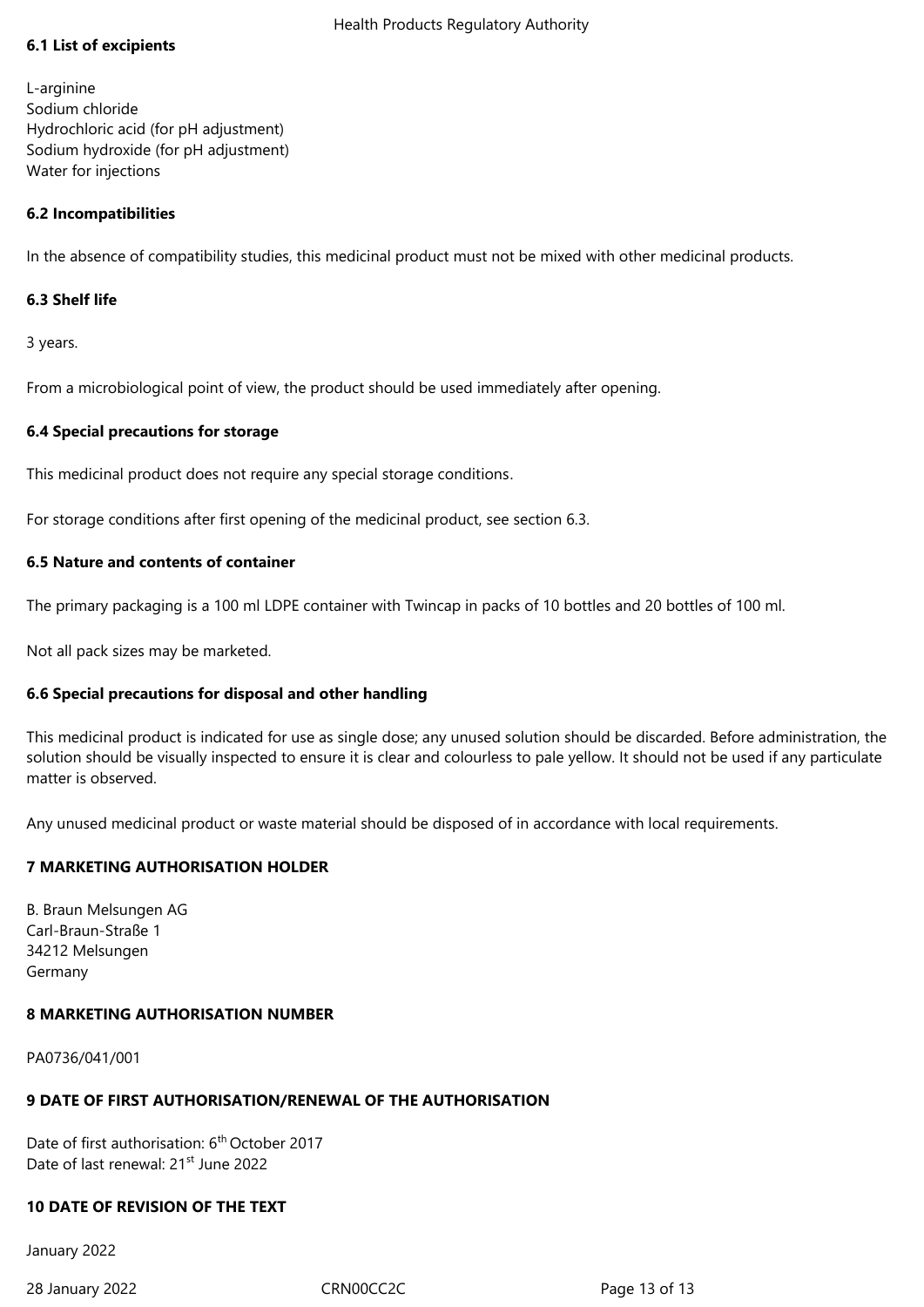### 6.1 List of excipients

L-arginine
Sodium chloride
Hydrochloric acid (for pH adjustment)
Sodium hydroxide (for pH adjustment)
Water for injections

### 6.2 Incompatibilities

In the absence of compatibility studies, this medicinal product must not be mixed with other medicinal products.

### 6.3 Shelf life

3 years.

From a microbiological point of view, the product should be used immediately after opening.

### 6.4 Special precautions for storage

This medicinal product does not require any special storage conditions.

For storage conditions after first opening of the medicinal product, see section 6.3.

### 6.5 Nature and contents of container

The primary packaging is a 100 ml LDPE container with Twincap in packs of 10 bottles and 20 bottles of 100 ml.

Not all pack sizes may be marketed.

### 6.6 Special precautions for disposal and other handling

This medicinal product is indicated for use as single dose; any unused solution should be discarded. Before administration, the solution should be visually inspected to ensure it is clear and colourless to pale yellow. It should not be used if any particulate matter is observed.

Any unused medicinal product or waste material should be disposed of in accordance with local requirements.

## 7 MARKETING AUTHORISATION HOLDER

B. Braun Melsungen AG
Carl-Braun-Straße 1
34212 Melsungen
Germany

## 8 MARKETING AUTHORISATION NUMBER

PA0736/041/001

## 9 DATE OF FIRST AUTHORISATION/RENEWAL OF THE AUTHORISATION

Date of first authorisation: 6th October 2017
Date of last renewal: 21st June 2022

## 10 DATE OF REVISION OF THE TEXT

January 2022